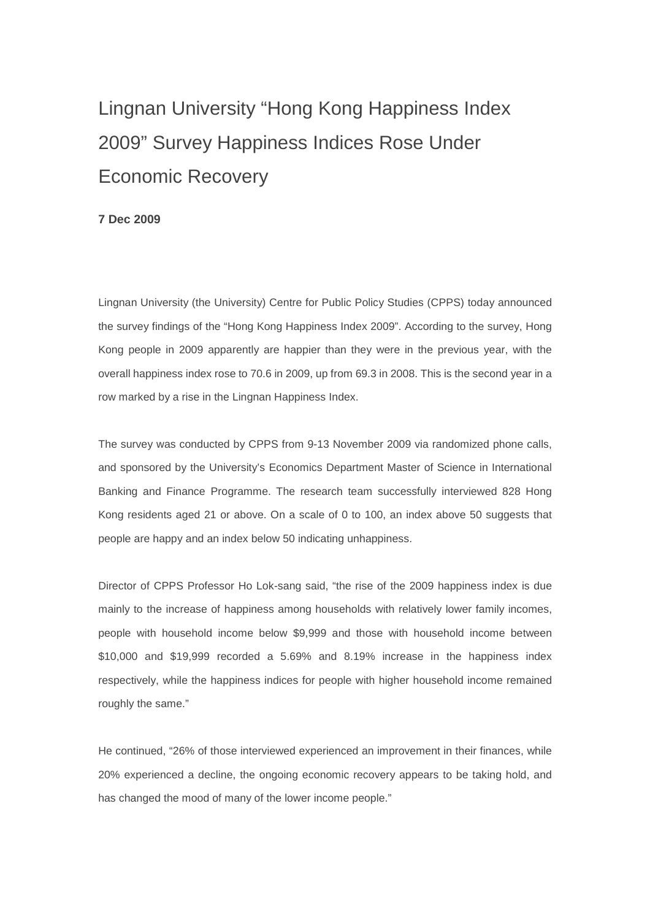# Lingnan University "Hong Kong Happiness Index 2009" Survey Happiness Indices Rose Under Economic Recovery

**7 Dec 2009**

Lingnan University (the University) Centre for Public Policy Studies (CPPS) today announced the survey findings of the "Hong Kong Happiness Index 2009". According to the survey, Hong Kong people in 2009 apparently are happier than they were in the previous year, with the overall happiness index rose to 70.6 in 2009, up from 69.3 in 2008. This is the second year in a row marked by a rise in the Lingnan Happiness Index.

The survey was conducted by CPPS from 9-13 November 2009 via randomized phone calls, and sponsored by the University's Economics Department Master of Science in International Banking and Finance Programme. The research team successfully interviewed 828 Hong Kong residents aged 21 or above. On a scale of 0 to 100, an index above 50 suggests that people are happy and an index below 50 indicating unhappiness.

Director of CPPS Professor Ho Lok-sang said, "the rise of the 2009 happiness index is due mainly to the increase of happiness among households with relatively lower family incomes, people with household income below $9,999 and those with household income between $10,000 and $19,999 recorded a 5.69% and 8.19% increase in the happiness index respectively, while the happiness indices for people with higher household income remained roughly the same."

He continued, "26% of those interviewed experienced an improvement in their finances, while 20% experienced a decline, the ongoing economic recovery appears to be taking hold, and has changed the mood of many of the lower income people."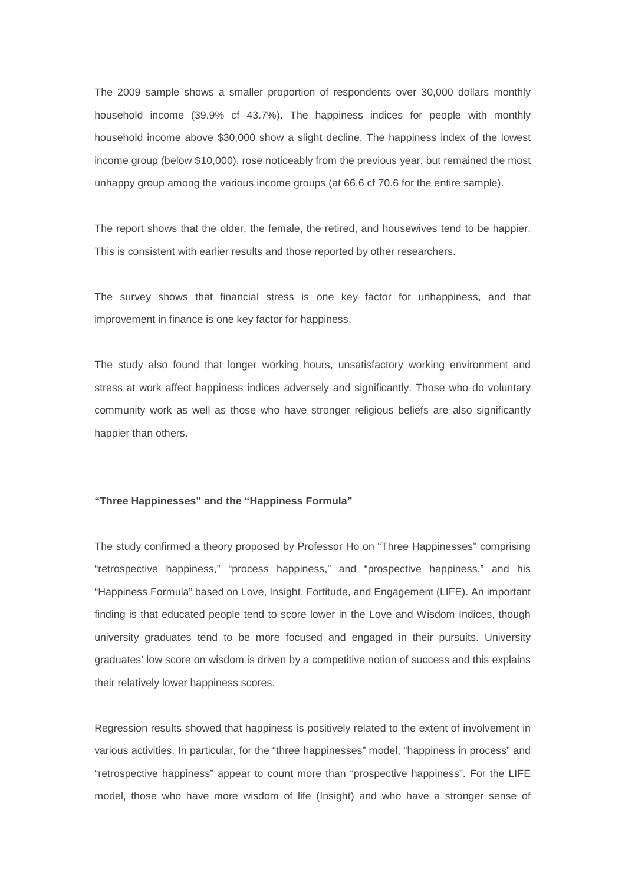The 2009 sample shows a smaller proportion of respondents over 30,000 dollars monthly household income (39.9% cf 43.7%). The happiness indices for people with monthly household income above $30,000 show a slight decline. The happiness index of the lowest income group (below $10,000), rose noticeably from the previous year, but remained the most unhappy group among the various income groups (at 66.6 cf 70.6 for the entire sample).

The report shows that the older, the female, the retired, and housewives tend to be happier. This is consistent with earlier results and those reported by other researchers.

The survey shows that financial stress is one key factor for unhappiness, and that improvement in finance is one key factor for happiness.

The study also found that longer working hours, unsatisfactory working environment and stress at work affect happiness indices adversely and significantly. Those who do voluntary community work as well as those who have stronger religious beliefs are also significantly happier than others.

**“Three Happinesses” and the “Happiness Formula”**

The study confirmed a theory proposed by Professor Ho on “Three Happinesses” comprising “retrospective happiness,” “process happiness,” and “prospective happiness,” and his “Happiness Formula” based on Love, Insight, Fortitude, and Engagement (LIFE). An important finding is that educated people tend to score lower in the Love and Wisdom Indices, though university graduates tend to be more focused and engaged in their pursuits. University graduates’ low score on wisdom is driven by a competitive notion of success and this explains their relatively lower happiness scores.

Regression results showed that happiness is positively related to the extent of involvement in various activities. In particular, for the “three happinesses” model, “happiness in process” and “retrospective happiness” appear to count more than “prospective happiness”. For the LIFE model, those who have more wisdom of life (Insight) and who have a stronger sense of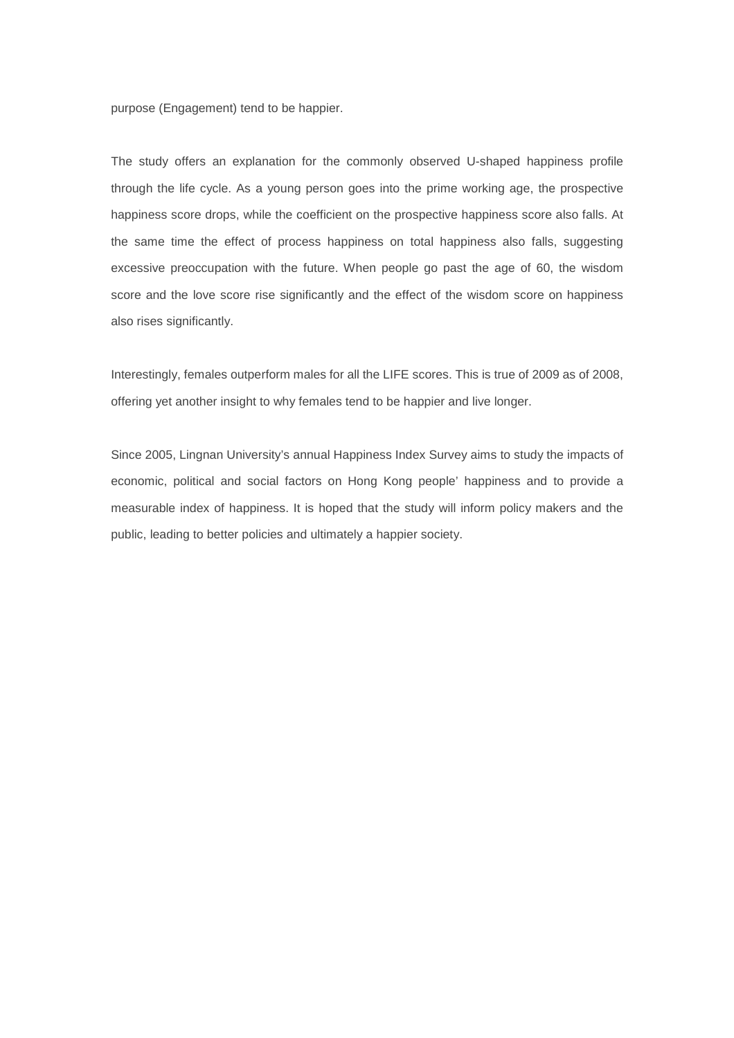purpose (Engagement) tend to be happier.

The study offers an explanation for the commonly observed U-shaped happiness profile through the life cycle. As a young person goes into the prime working age, the prospective happiness score drops, while the coefficient on the prospective happiness score also falls. At the same time the effect of process happiness on total happiness also falls, suggesting excessive preoccupation with the future. When people go past the age of 60, the wisdom score and the love score rise significantly and the effect of the wisdom score on happiness also rises significantly.

Interestingly, females outperform males for all the LIFE scores. This is true of 2009 as of 2008, offering yet another insight to why females tend to be happier and live longer.

Since 2005, Lingnan University's annual Happiness Index Survey aims to study the impacts of economic, political and social factors on Hong Kong people' happiness and to provide a measurable index of happiness. It is hoped that the study will inform policy makers and the public, leading to better policies and ultimately a happier society.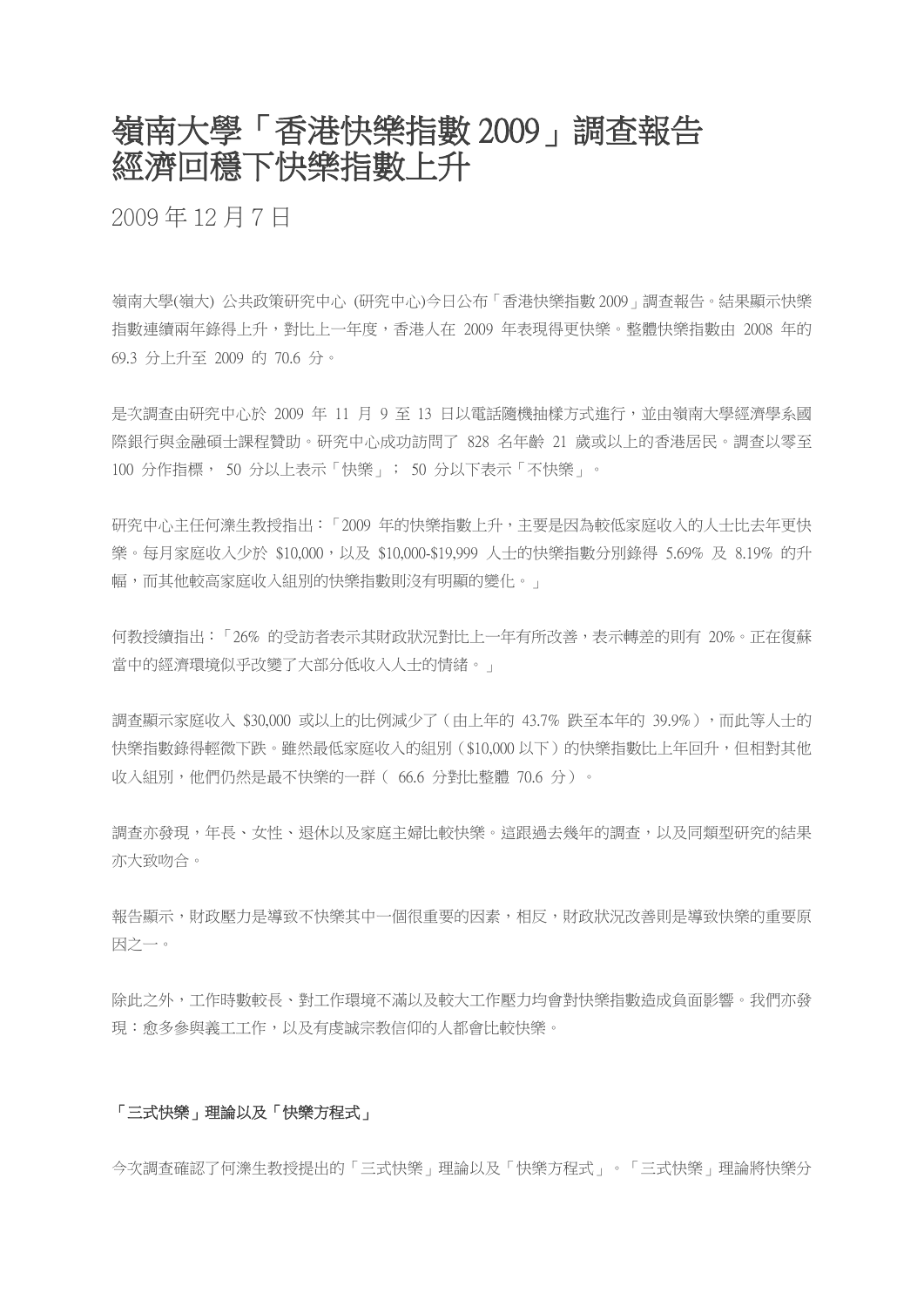# 嶺南大學「香港快樂指數 2009」調查報告
# 經濟回穩下快樂指數上升

2009 年 12 月 7 日

嶺南大學(嶺大) 公共政策研究中心 (研究中心)今日公布「香港快樂指數 2009」調查報告。結果顯示快樂指數連續兩年錄得上升，對比上一年度，香港人在 2009 年表現得更快樂。整體快樂指數由 2008 年的 69.3 分上升至 2009 的 70.6 分。

是次調查由研究中心於 2009 年 11 月 9 至 13 日以電話隨機抽樣方式進行，並由嶺南大學經濟學系國際銀行與金融碩士課程贊助。研究中心成功訪問了 828 名年齡 21 歲或以上的香港居民。調查以零至 100 分作指標， 50 分以上表示「快樂」； 50 分以下表示「不快樂」。

研究中心主任何濼生教授指出：「2009 年的快樂指數上升，主要是因為較低家庭收入的人士比去年更快樂。每月家庭收入少於 $10,000，以及 $10,000-$19,999 人士的快樂指數分別錄得 5.69% 及 8.19% 的升幅，而其他較高家庭收入組別的快樂指數則沒有明顯的變化。」

何教授續指出：「26% 的受訪者表示其財政狀況對比上一年有所改善，表示轉差的則有 20%。正在復蘇當中的經濟環境似乎改變了大部分低收入人士的情緒。」

調查顯示家庭收入 $30,000 或以上的比例減少了（由上年的 43.7% 跌至本年的 39.9%），而此等人士的快樂指數錄得輕微下跌。雖然最低家庭收入的組別（$10,000 以下）的快樂指數比上年回升，但相對其他收入組別，他們仍然是最不快樂的一群（ 66.6 分對比整體 70.6 分）。

調查亦發現，年長、女性、退休以及家庭主婦比較快樂。這跟過去幾年的調查，以及同類型研究的結果亦大致吻合。

報告顯示，財政壓力是導致不快樂其中一個很重要的因素，相反，財政狀況改善則是導致快樂的重要原因之一。

除此之外，工作時數較長、對工作環境不滿以及較大工作壓力均會對快樂指數造成負面影響。我們亦發現：愈多參與義工工作，以及有虔誠宗教信仰的人都會比較快樂。

**「三式快樂」理論以及「快樂方程式」**

今次調查確認了何濼生教授提出的「三式快樂」理論以及「快樂方程式」。「三式快樂」理論將快樂分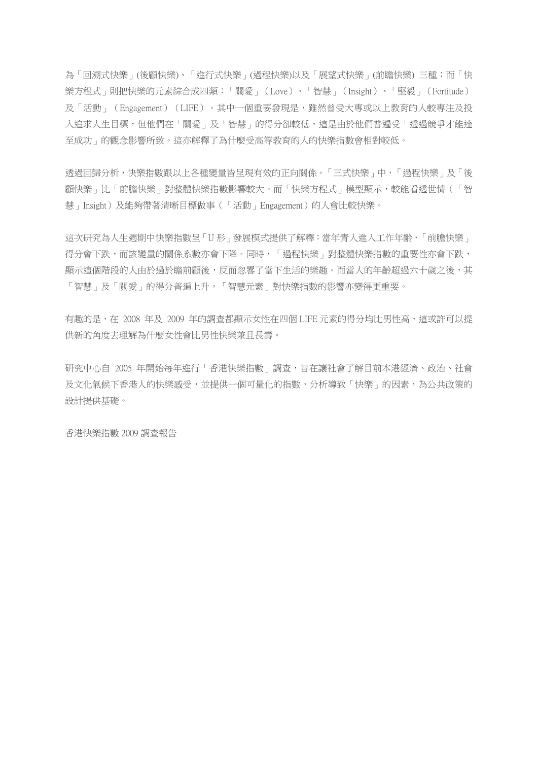為「回溯式快樂」(後顧快樂)、「進行式快樂」(過程快樂)以及「展望式快樂」(前瞻快樂) 三種；而「快樂方程式」則把快樂的元素綜合成四類：「關愛」（Love）、「智慧」（Insight）、「堅毅」（Fortitude）及「活動」（Engagement）（LIFE）。其中一個重要發現是，雖然曾受大專或以上教育的人較專注及投入追求人生目標，但他們在「關愛」及「智慧」的得分卻較低，這是由於他們普遍受「透過競爭才能達至成功」的觀念影響所致。這亦解釋了為什麼受高等教育的人的快樂指數會相對較低。

透過回歸分析，快樂指數跟以上各種變量皆呈現有效的正向關係。「三式快樂」中，「過程快樂」及「後顧快樂」比「前瞻快樂」對整體快樂指數影響較大。而「快樂方程式」模型顯示，較能看透世情（「智慧」Insight）及能夠帶著清晰目標做事（「活動」Engagement）的人會比較快樂。

這次研究為人生週期中快樂指數呈「U 形」發展模式提供了解釋：當年青人進入工作年齡，「前瞻快樂」得分會下跌，而該變量的關係系數亦會下降。同時，「過程快樂」對整體快樂指數的重要性亦會下跌，顯示這個階段的人由於過於瞻前顧後，反而忽略了當下生活的樂趣。而當人的年齡超過六十歲之後，其「智慧」及「關愛」的得分普遍上升，「智慧元素」對快樂指數的影響亦變得更重要。

有趣的是，在 2008 年及 2009 年的調查都顯示女性在四個 LIFE 元素的得分均比男性高，這或許可以提供新的角度去理解為什麼女性會比男性快樂兼且長壽。

研究中心自 2005 年開始每年進行「香港快樂指數」調查，旨在讓社會了解目前本港經濟、政治、社會及文化氣候下香港人的快樂感受，並提供一個可量化的指數，分析導致「快樂」的因素，為公共政策的設計提供基礎。

香港快樂指數 2009 調查報告